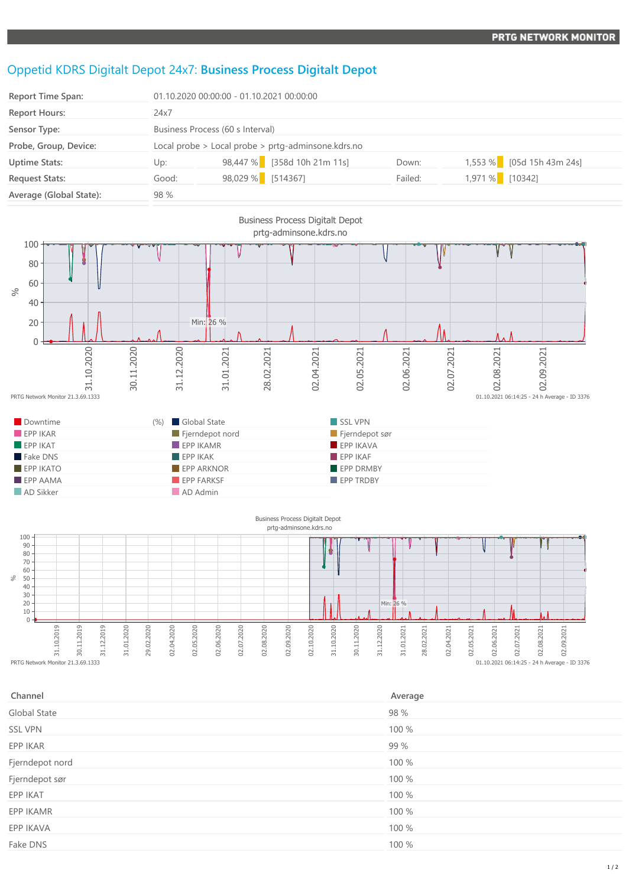# Oppetid KDRS Digitalt Depot 24x7: **Business Process Digitalt Depot**

| | | | | | |
|---|---|---|---|---|---|
| Report Time Span: | 01.10.2020 00:00:00 - 01.10.2021 00:00:00 | | | | |
| Report Hours: | 24x7 | | | | |
| Sensor Type: | Business Process (60 s Interval) | | | | |
| Probe, Group, Device: | Local probe > Local probe > prtg-adminsone.kdrs.no | | | | |
| Uptime Stats: | Up: 98,447 % | [358d 10h 21m 11s] | Down: | 1,553 % | [05d 15h 43m 24s] |
| Request Stats: | Good: 98,029 % | [514367] | Failed: | 1,971 % | [10342] |
| Average (Global State): | 98 % | | | | |

Business Process Digitalt Depot
prtg-adminsone.kdrs.no

PRTG Network Monitor 21.3.69.1333 — 01.10.2021 06:14:25 - 24 h Average - ID 3376

| | | |
|---|---|---|
| Downtime (%) | Global State | SSL VPN |
| EPP IKAR | Fjerndepot nord | Fjerndepot sør |
| EPP IKAT | EPP IKAMR | EPP IKAVA |
| Fake DNS | EPP IKAK | EPP IKAF |
| EPP IKATO | EPP ARKNOR | EPP DRMBY |
| EPP AAMA | EPP FARKSF | EPP TRDBY |
| AD Sikker | AD Admin | |

Business Process Digitalt Depot
prtg-adminsone.kdrs.no

PRTG Network Monitor 21.3.69.1333 — 01.10.2021 06:14:25 - 24 h Average - ID 3376

| Channel | Average |
|---|---|
| Global State | 98 % |
| SSL VPN | 100 % |
| EPP IKAR | 99 % |
| Fjerndepot nord | 100 % |
| Fjerndepot sør | 100 % |
| EPP IKAT | 100 % |
| EPP IKAMR | 100 % |
| EPP IKAVA | 100 % |
| Fake DNS | 100 % |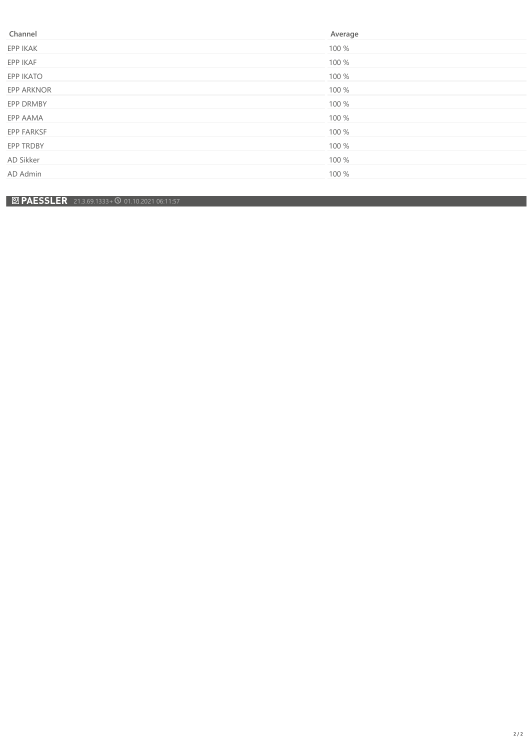| Channel | Average |
|---|---|
| EPP IKAK | 100 % |
| EPP IKAF | 100 % |
| EPP IKATO | 100 % |
| EPP ARKNOR | 100 % |
| EPP DRMBY | 100 % |
| EPP AAMA | 100 % |
| EPP FARKSF | 100 % |
| EPP TRDBY | 100 % |
| AD Sikker | 100 % |
| AD Admin | 100 % |

PAESSLER 21.3.69.1333+ 01.10.2021 06:11:57